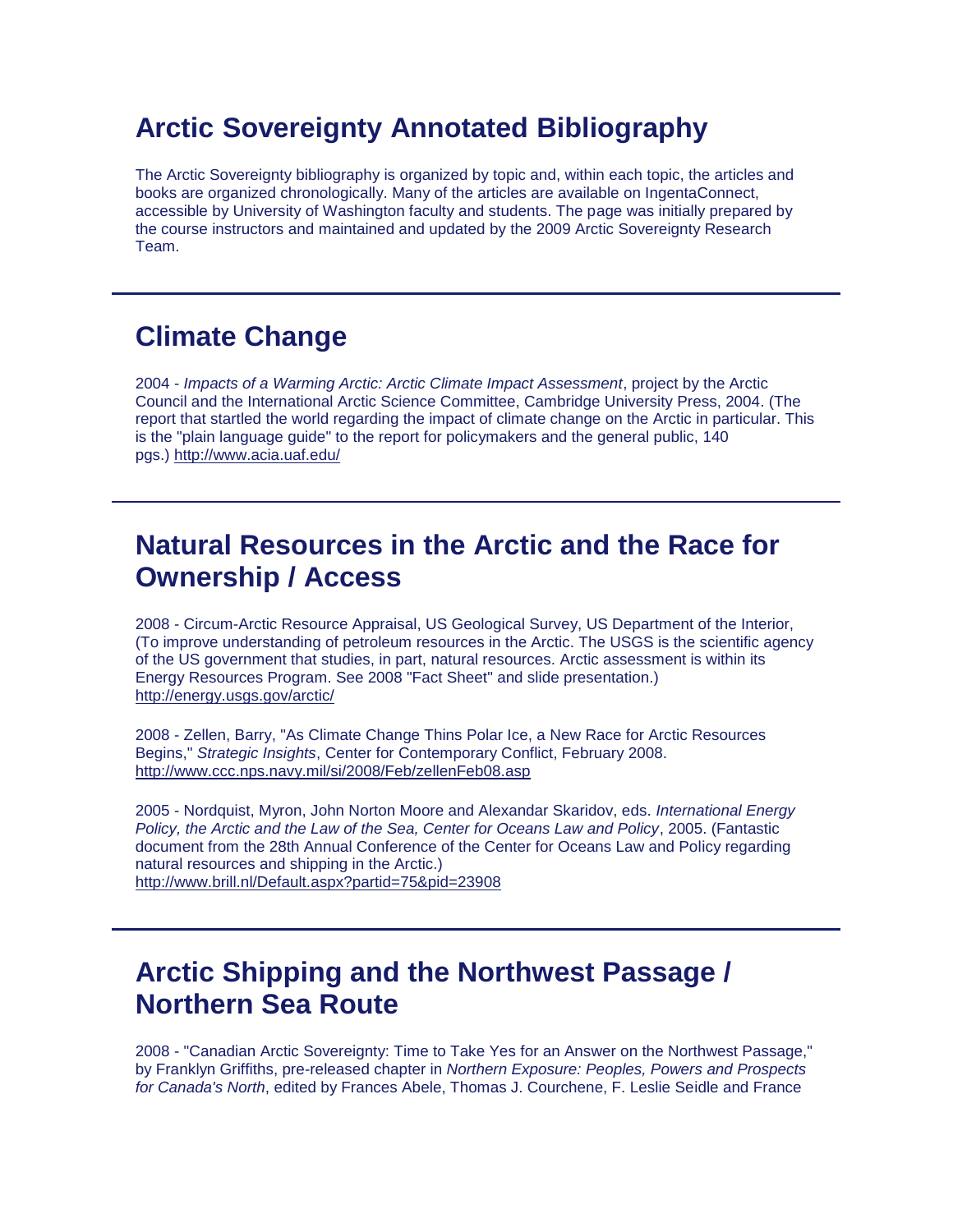# Arctic Sovereignty Annotated Bibliography

The Arctic Sovereignty bibliography is organized by topic and, within each topic, the articles and books are organized chronologically. Many of the articles are available on IngentaConnect, accessible by University of Washington faculty and students. The page was initially prepared by the course instructors and maintained and updated by the 2009 Arctic Sovereignty Research Team.

---

## Climate Change

2004 - *Impacts of a Warming Arctic: Arctic Climate Impact Assessment*, project by the Arctic Council and the International Arctic Science Committee, Cambridge University Press, 2004. (The report that startled the world regarding the impact of climate change on the Arctic in particular. This is the "plain language guide" to the report for policymakers and the general public, 140 pgs.) http://www.acia.uaf.edu/

---

## Natural Resources in the Arctic and the Race for Ownership / Access

2008 - Circum-Arctic Resource Appraisal, US Geological Survey, US Department of the Interior, (To improve understanding of petroleum resources in the Arctic. The USGS is the scientific agency of the US government that studies, in part, natural resources. Arctic assessment is within its Energy Resources Program. See 2008 "Fact Sheet" and slide presentation.) http://energy.usgs.gov/arctic/

2008 - Zellen, Barry, "As Climate Change Thins Polar Ice, a New Race for Arctic Resources Begins," *Strategic Insights*, Center for Contemporary Conflict, February 2008. http://www.ccc.nps.navy.mil/si/2008/Feb/zellenFeb08.asp

2005 - Nordquist, Myron, John Norton Moore and Alexandar Skaridov, eds. *International Energy Policy, the Arctic and the Law of the Sea, Center for Oceans Law and Policy*, 2005. (Fantastic document from the 28th Annual Conference of the Center for Oceans Law and Policy regarding natural resources and shipping in the Arctic.) http://www.brill.nl/Default.aspx?partid=75&pid=23908

---

## Arctic Shipping and the Northwest Passage / Northern Sea Route

2008 - "Canadian Arctic Sovereignty: Time to Take Yes for an Answer on the Northwest Passage," by Franklyn Griffiths, pre-released chapter in *Northern Exposure: Peoples, Powers and Prospects for Canada's North*, edited by Frances Abele, Thomas J. Courchene, F. Leslie Seidle and France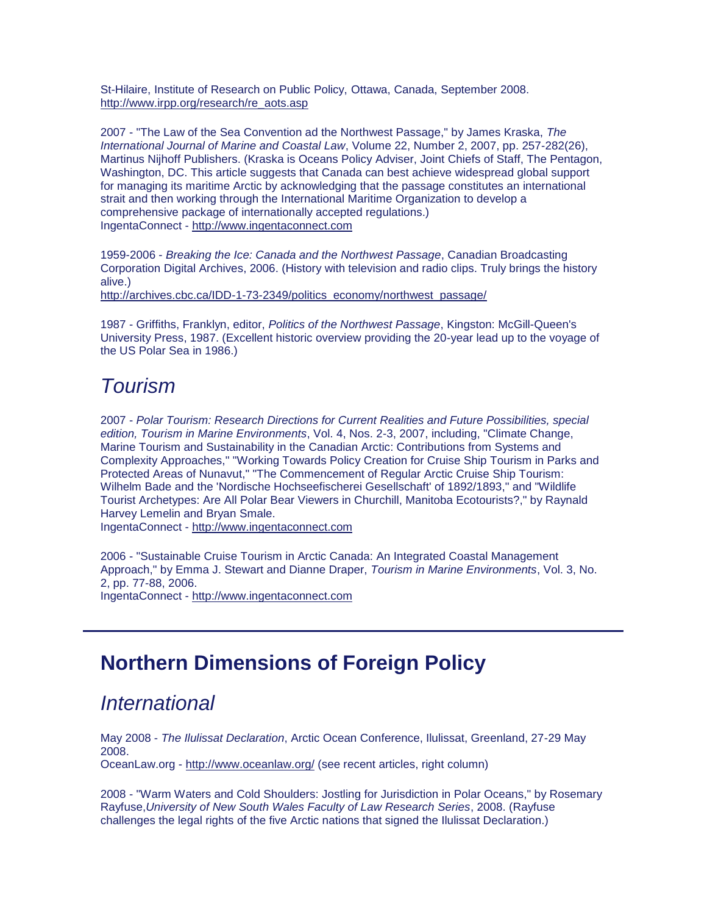St-Hilaire, Institute of Research on Public Policy, Ottawa, Canada, September 2008.
http://www.irpp.org/research/re_aots.asp

2007 - "The Law of the Sea Convention ad the Northwest Passage," by James Kraska, *The International Journal of Marine and Coastal Law*, Volume 22, Number 2, 2007, pp. 257-282(26), Martinus Nijhoff Publishers. (Kraska is Oceans Policy Adviser, Joint Chiefs of Staff, The Pentagon, Washington, DC. This article suggests that Canada can best achieve widespread global support for managing its maritime Arctic by acknowledging that the passage constitutes an international strait and then working through the International Maritime Organization to develop a comprehensive package of internationally accepted regulations.)
IngentaConnect - http://www.ingentaconnect.com

1959-2006 - *Breaking the Ice: Canada and the Northwest Passage*, Canadian Broadcasting Corporation Digital Archives, 2006. (History with television and radio clips. Truly brings the history alive.)
http://archives.cbc.ca/IDD-1-73-2349/politics_economy/northwest_passage/

1987 - Griffiths, Franklyn, editor, *Politics of the Northwest Passage*, Kingston: McGill-Queen's University Press, 1987. (Excellent historic overview providing the 20-year lead up to the voyage of the US Polar Sea in 1986.)

## *Tourism*

2007 - *Polar Tourism: Research Directions for Current Realities and Future Possibilities, special edition, Tourism in Marine Environments*, Vol. 4, Nos. 2-3, 2007, including, "Climate Change, Marine Tourism and Sustainability in the Canadian Arctic: Contributions from Systems and Complexity Approaches," "Working Towards Policy Creation for Cruise Ship Tourism in Parks and Protected Areas of Nunavut," "The Commencement of Regular Arctic Cruise Ship Tourism: Wilhelm Bade and the 'Nordische Hochseefischerei Gesellschaft' of 1892/1893," and "Wildlife Tourist Archetypes: Are All Polar Bear Viewers in Churchill, Manitoba Ecotourists?," by Raynald Harvey Lemelin and Bryan Smale.
IngentaConnect - http://www.ingentaconnect.com

2006 - "Sustainable Cruise Tourism in Arctic Canada: An Integrated Coastal Management Approach," by Emma J. Stewart and Dianne Draper, *Tourism in Marine Environments*, Vol. 3, No. 2, pp. 77-88, 2006.
IngentaConnect - http://www.ingentaconnect.com

---

# Northern Dimensions of Foreign Policy

## *International*

May 2008 - *The Ilulissat Declaration*, Arctic Ocean Conference, Ilulissat, Greenland, 27-29 May 2008.
OceanLaw.org - http://www.oceanlaw.org/ (see recent articles, right column)

2008 - "Warm Waters and Cold Shoulders: Jostling for Jurisdiction in Polar Oceans," by Rosemary Rayfuse,*University of New South Wales Faculty of Law Research Series*, 2008. (Rayfuse challenges the legal rights of the five Arctic nations that signed the Ilulissat Declaration.)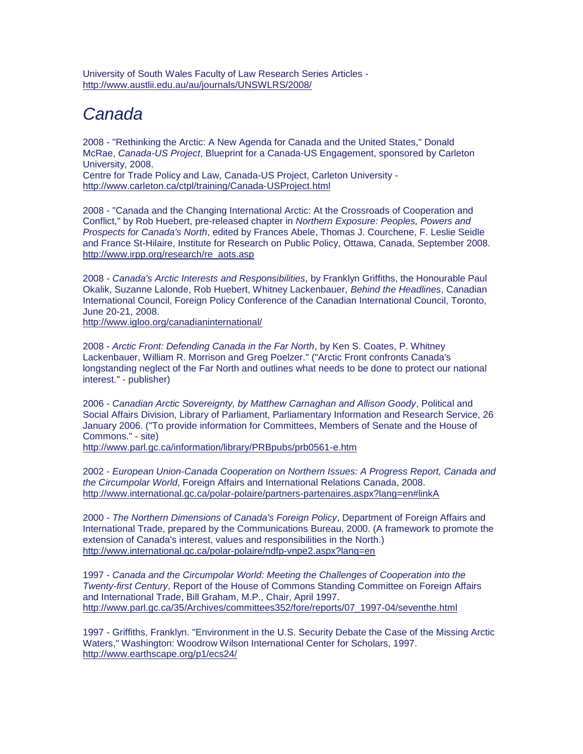University of South Wales Faculty of Law Research Series Articles - http://www.austlii.edu.au/au/journals/UNSWLRS/2008/

# *Canada*

2008 - "Rethinking the Arctic: A New Agenda for Canada and the United States," Donald McRae, *Canada-US Project*, Blueprint for a Canada-US Engagement, sponsored by Carleton University, 2008.
Centre for Trade Policy and Law, Canada-US Project, Carleton University - http://www.carleton.ca/ctpl/training/Canada-USProject.html

2008 - "Canada and the Changing International Arctic: At the Crossroads of Cooperation and Conflict," by Rob Huebert, pre-released chapter in *Northern Exposure: Peoples, Powers and Prospects for Canada's North*, edited by Frances Abele, Thomas J. Courchene, F. Leslie Seidle and France St-Hilaire, Institute for Research on Public Policy, Ottawa, Canada, September 2008.
http://www.irpp.org/research/re_aots.asp

2008 - *Canada's Arctic Interests and Responsibilities*, by Franklyn Griffiths, the Honourable Paul Okalik, Suzanne Lalonde, Rob Huebert, Whitney Lackenbauer, *Behind the Headlines*, Canadian International Council, Foreign Policy Conference of the Canadian International Council, Toronto, June 20-21, 2008.
http://www.igloo.org/canadianinternational/

2008 - *Arctic Front: Defending Canada in the Far North*, by Ken S. Coates, P. Whitney Lackenbauer, William R. Morrison and Greg Poelzer." ("Arctic Front confronts Canada's longstanding neglect of the Far North and outlines what needs to be done to protect our national interest." - publisher)

2006 - *Canadian Arctic Sovereignty, by Matthew Carnaghan and Allison Goody*, Political and Social Affairs Division, Library of Parliament, Parliamentary Information and Research Service, 26 January 2006. ("To provide information for Committees, Members of Senate and the House of Commons." - site)
http://www.parl.gc.ca/information/library/PRBpubs/prb0561-e.htm

2002 - *European Union-Canada Cooperation on Northern Issues: A Progress Report, Canada and the Circumpolar World*, Foreign Affairs and International Relations Canada, 2008.
http://www.international.gc.ca/polar-polaire/partners-partenaires.aspx?lang=en#linkA

2000 - *The Northern Dimensions of Canada's Foreign Policy*, Department of Foreign Affairs and International Trade, prepared by the Communications Bureau, 2000. (A framework to promote the extension of Canada's interest, values and responsibilities in the North.)
http://www.international.gc.ca/polar-polaire/ndfp-vnpe2.aspx?lang=en

1997 - *Canada and the Circumpolar World: Meeting the Challenges of Cooperation into the Twenty-first Century*, Report of the House of Commons Standing Committee on Foreign Affairs and International Trade, Bill Graham, M.P., Chair, April 1997.
http://www.parl.gc.ca/35/Archives/committees352/fore/reports/07_1997-04/seventhe.html

1997 - Griffiths, Franklyn. "Environment in the U.S. Security Debate the Case of the Missing Arctic Waters," Washington: Woodrow Wilson International Center for Scholars, 1997.
http://www.earthscape.org/p1/ecs24/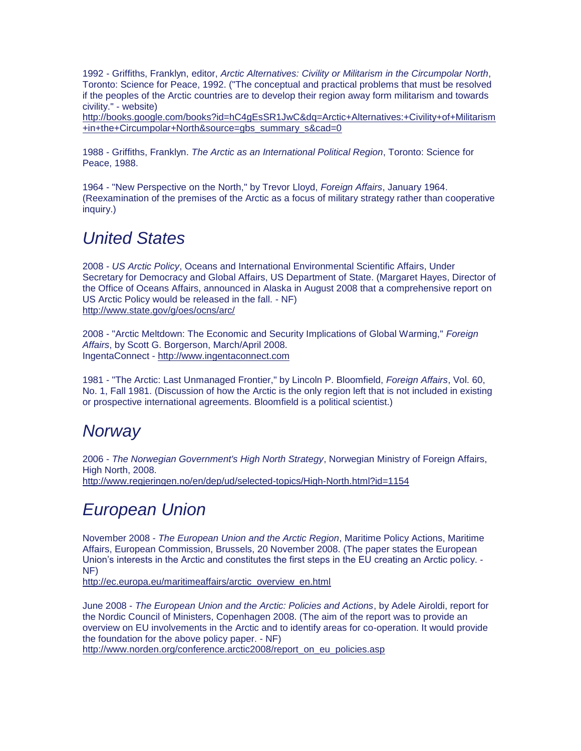1992 - Griffiths, Franklyn, editor, *Arctic Alternatives: Civility or Militarism in the Circumpolar North*, Toronto: Science for Peace, 1992. ("The conceptual and practical problems that must be resolved if the peoples of the Arctic countries are to develop their region away form militarism and towards civility." - website)
http://books.google.com/books?id=hC4gEsSR1JwC&dq=Arctic+Alternatives:+Civility+of+Militarism+in+the+Circumpolar+North&source=gbs_summary_s&cad=0

1988 - Griffiths, Franklyn. *The Arctic as an International Political Region*, Toronto: Science for Peace, 1988.

1964 - "New Perspective on the North," by Trevor Lloyd, *Foreign Affairs*, January 1964. (Reexamination of the premises of the Arctic as a focus of military strategy rather than cooperative inquiry.)

## *United States*

2008 - *US Arctic Policy*, Oceans and International Environmental Scientific Affairs, Under Secretary for Democracy and Global Affairs, US Department of State. (Margaret Hayes, Director of the Office of Oceans Affairs, announced in Alaska in August 2008 that a comprehensive report on US Arctic Policy would be released in the fall. - NF)
http://www.state.gov/g/oes/ocns/arc/

2008 - "Arctic Meltdown: The Economic and Security Implications of Global Warming," *Foreign Affairs*, by Scott G. Borgerson, March/April 2008.
IngentaConnect - http://www.ingentaconnect.com

1981 - "The Arctic: Last Unmanaged Frontier," by Lincoln P. Bloomfield, *Foreign Affairs*, Vol. 60, No. 1, Fall 1981. (Discussion of how the Arctic is the only region left that is not included in existing or prospective international agreements. Bloomfield is a political scientist.)

## *Norway*

2006 - *The Norwegian Government's High North Strategy*, Norwegian Ministry of Foreign Affairs, High North, 2008.
http://www.regjeringen.no/en/dep/ud/selected-topics/High-North.html?id=1154

## *European Union*

November 2008 - *The European Union and the Arctic Region*, Maritime Policy Actions, Maritime Affairs, European Commission, Brussels, 20 November 2008. (The paper states the European Union's interests in the Arctic and constitutes the first steps in the EU creating an Arctic policy. - NF)
http://ec.europa.eu/maritimeaffairs/arctic_overview_en.html

June 2008 - *The European Union and the Arctic: Policies and Actions*, by Adele Airoldi, report for the Nordic Council of Ministers, Copenhagen 2008. (The aim of the report was to provide an overview on EU involvements in the Arctic and to identify areas for co-operation. It would provide the foundation for the above policy paper. - NF)
http://www.norden.org/conference.arctic2008/report_on_eu_policies.asp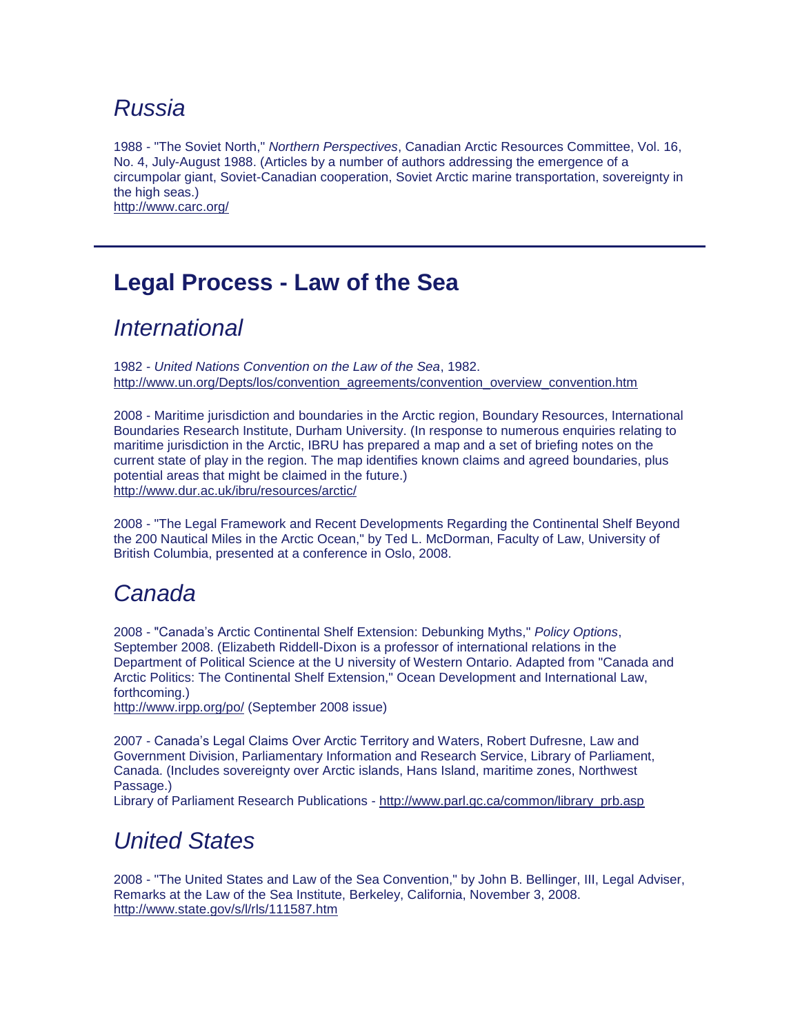## *Russia*

1988 - "The Soviet North," *Northern Perspectives*, Canadian Arctic Resources Committee, Vol. 16, No. 4, July-August 1988. (Articles by a number of authors addressing the emergence of a circumpolar giant, Soviet-Canadian cooperation, Soviet Arctic marine transportation, sovereignty in the high seas.)
http://www.carc.org/

---

# Legal Process - Law of the Sea

## *International*

1982 - *United Nations Convention on the Law of the Sea*, 1982.
http://www.un.org/Depts/los/convention_agreements/convention_overview_convention.htm

2008 - Maritime jurisdiction and boundaries in the Arctic region, Boundary Resources, International Boundaries Research Institute, Durham University. (In response to numerous enquiries relating to maritime jurisdiction in the Arctic, IBRU has prepared a map and a set of briefing notes on the current state of play in the region. The map identifies known claims and agreed boundaries, plus potential areas that might be claimed in the future.)
http://www.dur.ac.uk/ibru/resources/arctic/

2008 - "The Legal Framework and Recent Developments Regarding the Continental Shelf Beyond the 200 Nautical Miles in the Arctic Ocean," by Ted L. McDorman, Faculty of Law, University of British Columbia, presented at a conference in Oslo, 2008.

## *Canada*

2008 - "Canada's Arctic Continental Shelf Extension: Debunking Myths," *Policy Options*, September 2008. (Elizabeth Riddell-Dixon is a professor of international relations in the Department of Political Science at the U niversity of Western Ontario. Adapted from "Canada and Arctic Politics: The Continental Shelf Extension," Ocean Development and International Law, forthcoming.)
http://www.irpp.org/po/ (September 2008 issue)

2007 - Canada's Legal Claims Over Arctic Territory and Waters, Robert Dufresne, Law and Government Division, Parliamentary Information and Research Service, Library of Parliament, Canada. (Includes sovereignty over Arctic islands, Hans Island, maritime zones, Northwest Passage.)
Library of Parliament Research Publications - http://www.parl.gc.ca/common/library_prb.asp

## *United States*

2008 - "The United States and Law of the Sea Convention," by John B. Bellinger, III, Legal Adviser, Remarks at the Law of the Sea Institute, Berkeley, California, November 3, 2008.
http://www.state.gov/s/l/rls/111587.htm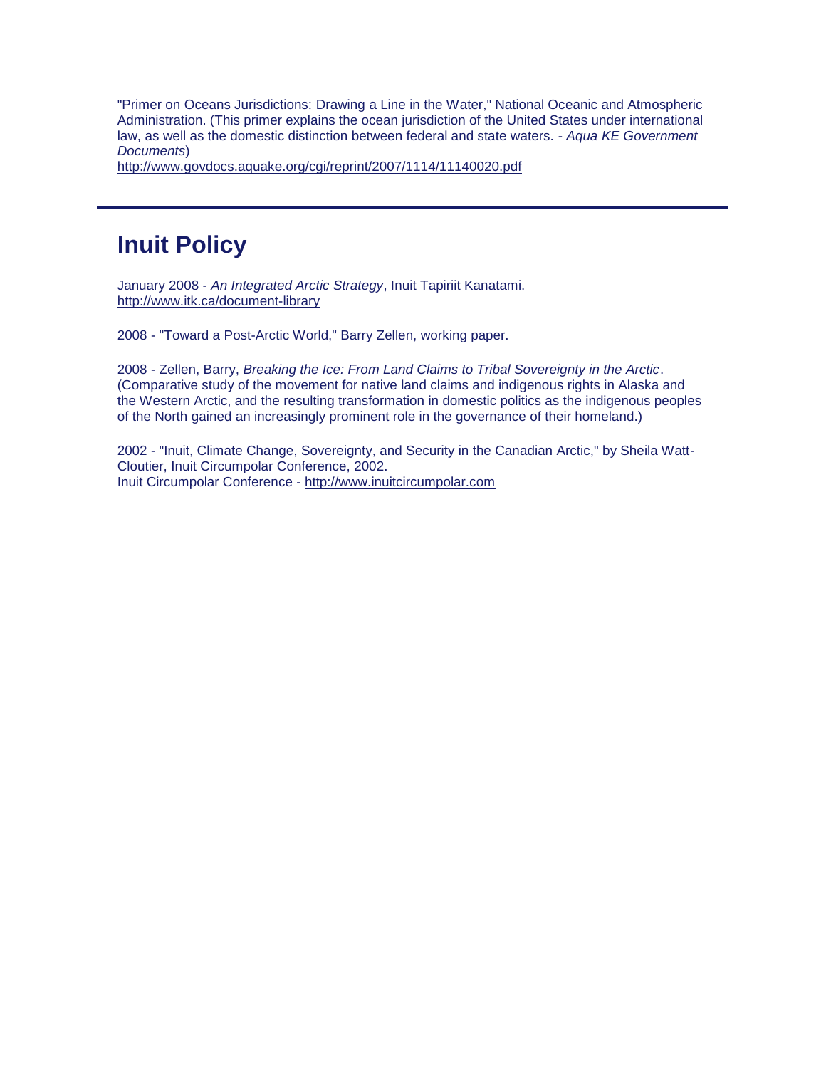"Primer on Oceans Jurisdictions: Drawing a Line in the Water," National Oceanic and Atmospheric Administration. (This primer explains the ocean jurisdiction of the United States under international law, as well as the domestic distinction between federal and state waters. - *Aqua KE Government Documents*)
http://www.govdocs.aquake.org/cgi/reprint/2007/1114/11140020.pdf

---

## Inuit Policy

January 2008 - *An Integrated Arctic Strategy*, Inuit Tapiriit Kanatami.
http://www.itk.ca/document-library

2008 - "Toward a Post-Arctic World," Barry Zellen, working paper.

2008 - Zellen, Barry, *Breaking the Ice: From Land Claims to Tribal Sovereignty in the Arctic*. (Comparative study of the movement for native land claims and indigenous rights in Alaska and the Western Arctic, and the resulting transformation in domestic politics as the indigenous peoples of the North gained an increasingly prominent role in the governance of their homeland.)

2002 - "Inuit, Climate Change, Sovereignty, and Security in the Canadian Arctic," by Sheila Watt-Cloutier, Inuit Circumpolar Conference, 2002.
Inuit Circumpolar Conference - http://www.inuitcircumpolar.com